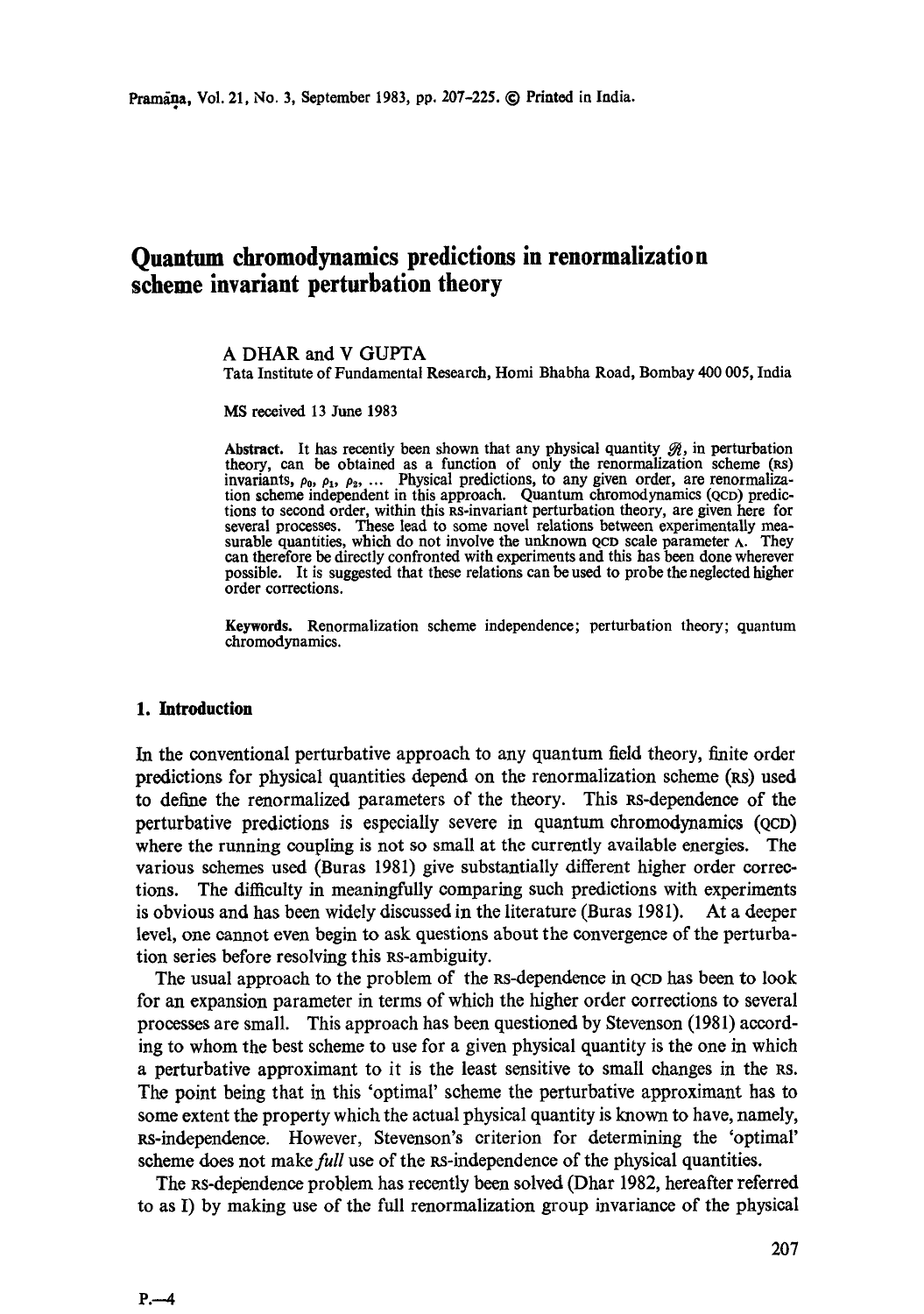# Quantum chromodynamics predictions in renormalization scheme invariant perturbation theory

A DHAR and V GUPTA

Tata Institute of Fundamental Research, Homi Bhabha Road, Bombay 400 005, India

MS received 13 June 1983

**Abstract.** It has recently been shown that any physical quantity $\mathscr{R}$, in perturbation theory, can be obtained as a function of only the renormalization scheme (RS) invariants, $\rho_0$, $\rho_1$, $\rho_2$, ... Physical predictions, to any given order, are renormalization scheme independent in this approach. Quantum chromodynamics (QCD) predictions to second order, within this RS-invariant perturbation theory, are given here for several processes. These lead to some novel relations between experimentally measurable quantities, which do not involve the unknown QCD scale parameter $\Lambda$. They can therefore be directly confronted with experiments and this has been done wherever possible. It is suggested that these relations can be used to probe the neglected higher order corrections.

**Keywords.** Renormalization scheme independence; perturbation theory; quantum chromodynamics.

## 1. Introduction

In the conventional perturbative approach to any quantum field theory, finite order predictions for physical quantities depend on the renormalization scheme (RS) used to define the renormalized parameters of the theory. This RS-dependence of the perturbative predictions is especially severe in quantum chromodynamics (QCD) where the running coupling is not so small at the currently available energies. The various schemes used (Buras 1981) give substantially different higher order corrections. The difficulty in meaningfully comparing such predictions with experiments is obvious and has been widely discussed in the literature (Buras 1981). At a deeper level, one cannot even begin to ask questions about the convergence of the perturbation series before resolving this RS-ambiguity.

The usual approach to the problem of the RS-dependence in QCD has been to look for an expansion parameter in terms of which the higher order corrections to several processes are small. This approach has been questioned by Stevenson (1981) according to whom the best scheme to use for a given physical quantity is the one in which a perturbative approximant to it is the least sensitive to small changes in the RS. The point being that in this 'optimal' scheme the perturbative approximant has to some extent the property which the actual physical quantity is known to have, namely, RS-independence. However, Stevenson's criterion for determining the 'optimal' scheme does not make *full* use of the RS-independence of the physical quantities.

The RS-dependence problem has recently been solved (Dhar 1982, hereafter referred to as I) by making use of the full renormalization group invariance of the physical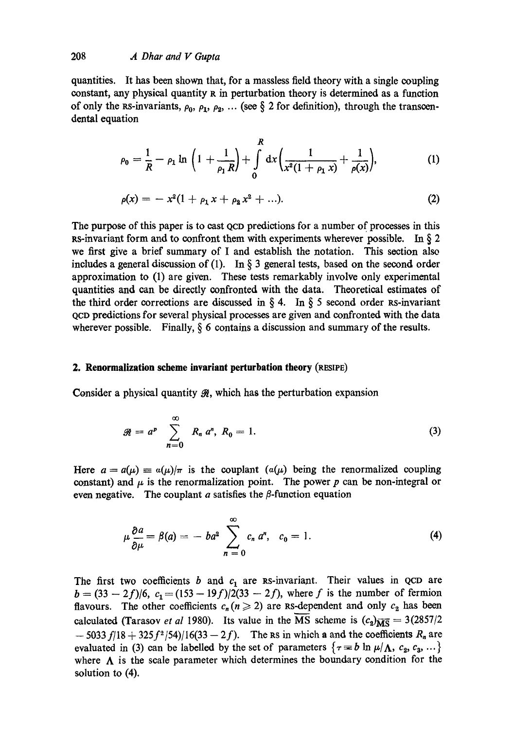quantities. It has been shown that, for a massless field theory with a single coupling constant, any physical quantity R in perturbation theory is determined as a function of only the RS-invariants, $\rho_0, \rho_1, \rho_2, \ldots$ (see § 2 for definition), through the transcendental equation

$$\rho_0 = \frac{1}{R} - \rho_1 \ln\left(1 + \frac{1}{\rho_1 R}\right) + \int_0^R \mathrm{d}x \left(\frac{1}{x^2(1+\rho_1 x)} + \frac{1}{\rho(x)}\right), \tag{1}$$

$$\rho(x) = -x^2(1 + \rho_1 x + \rho_2 x^2 + \ldots). \tag{2}$$

The purpose of this paper is to cast QCD predictions for a number of processes in this RS-invariant form and to confront them with experiments wherever possible. In § 2 we first give a brief summary of I and establish the notation. This section also includes a general discussion of (1). In § 3 general tests, based on the second order approximation to (1) are given. These tests remarkably involve only experimental quantities and can be directly confronted with the data. Theoretical estimates of the third order corrections are discussed in § 4. In § 5 second order RS-invariant QCD predictions for several physical processes are given and confronted with the data wherever possible. Finally, § 6 contains a discussion and summary of the results.

## 2. Renormalization scheme invariant perturbation theory (RESIPE)

Consider a physical quantity $\mathcal{R}$, which has the perturbation expansion

$$\mathcal{R} = a^p \sum_{n=0}^{\infty} R_n a^n, \; R_0 = 1. \tag{3}$$

Here $a = a(\mu) \equiv \alpha(\mu)/\pi$ is the couplant ($\alpha(\mu)$ being the renormalized coupling constant) and $\mu$ is the renormalization point. The power $p$ can be non-integral or even negative. The couplant $a$ satisfies the $\beta$-function equation

$$\mu \frac{\partial a}{\partial \mu} = \beta(a) = -ba^2 \sum_{n=0}^{\infty} c_n a^n, \quad c_0 = 1. \tag{4}$$

The first two coefficients $b$ and $c_1$ are RS-invariant. Their values in QCD are $b = (33-2f)/6$, $c_1 = (153-19f)/2(33-2f)$, where $f$ is the number of fermion flavours. The other coefficients $c_n (n \geqslant 2)$ are RS-dependent and only $c_2$ has been calculated (Tarasov *et al* 1980). Its value in the $\overline{\text{MS}}$ scheme is $(c_2)_{\overline{\text{MS}}} = 3(2857/2 - 5033f/18 + 325f^2/54)/16(33-2f)$. The RS in which $a$ and the coefficients $R_n$ are evaluated in (3) can be labelled by the set of parameters $\{\tau \equiv b \ln \mu/\Lambda, c_2, c_3, \ldots\}$ where $\Lambda$ is the scale parameter which determines the boundary condition for the solution to (4).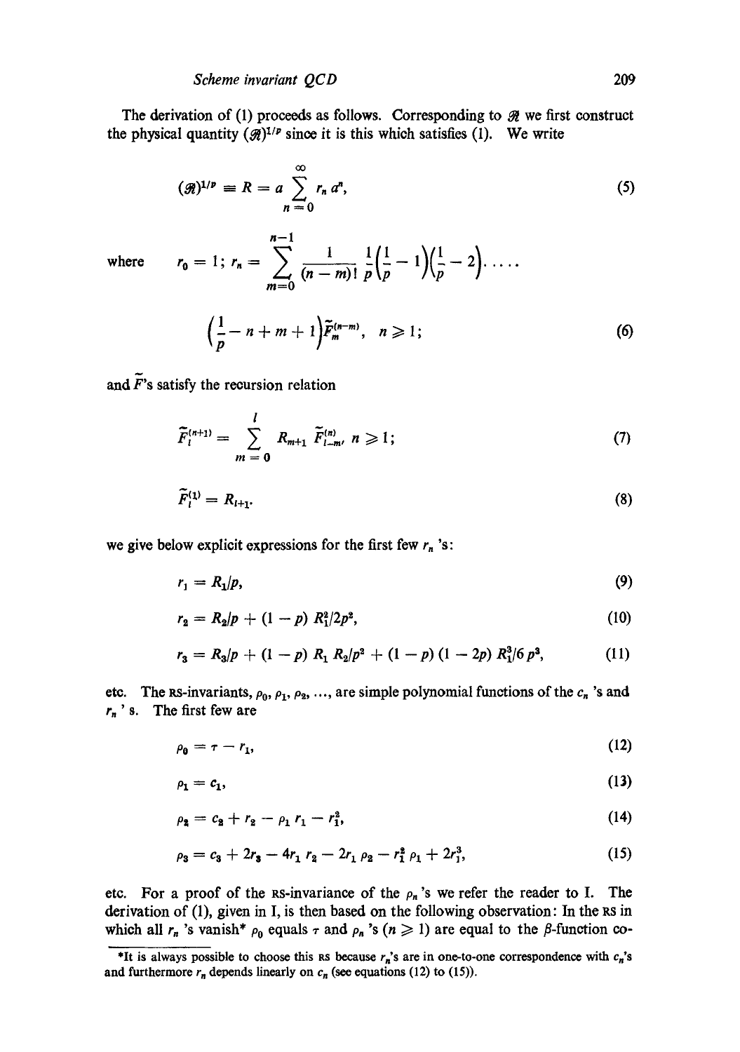The derivation of (1) proceeds as follows. Corresponding to $\mathscr{R}$ we first construct the physical quantity $(\mathscr{R})^{1/p}$ since it is this which satisfies (1). We write

$$(\mathscr{R})^{1/p} \equiv R = a \sum_{n=0}^{\infty} r_n a^n, \tag{5}$$

where

$$r_0 = 1;\; r_n = \sum_{m=0}^{n-1} \frac{1}{(n-m)!} \frac{1}{p}\left(\frac{1}{p} - 1\right)\left(\frac{1}{p} - 2\right) \cdots \cdots$$

$$\left(\frac{1}{p} - n + m + 1\right) \tilde{F}_m^{(n-m)}, \quad n \geqslant 1; \tag{6}$$

and $\tilde{F}$'s satisfy the recursion relation

$$\tilde{F}_l^{(n+1)} = \sum_{m=0}^{l} R_{m+1} \tilde{F}_{l-m}^{(n)}, \; n \geqslant 1; \tag{7}$$

$$\tilde{F}_l^{(1)} = R_{l+1}. \tag{8}$$

we give below explicit expressions for the first few $r_n$ 's:

$$r_1 = R_1/p, \tag{9}$$

$$r_2 = R_2/p + (1-p)\, R_1^2/2p^2, \tag{10}$$

$$r_3 = R_3/p + (1-p)\, R_1 R_2/p^2 + (1-p)(1-2p)\, R_1^3/6p^3, \tag{11}$$

etc. The RS-invariants, $\rho_0, \rho_1, \rho_2, \ldots$, are simple polynomial functions of the $c_n$ 's and $r_n$ 's. The first few are

$$\rho_0 = \tau - r_1, \tag{12}$$

$$\rho_1 = c_1, \tag{13}$$

$$\rho_2 = c_2 + r_2 - \rho_1 r_1 - r_1^2, \tag{14}$$

$$\rho_3 = c_3 + 2r_3 - 4r_1 r_2 - 2r_1 \rho_2 - r_1^2 \rho_1 + 2r_1^3, \tag{15}$$

etc. For a proof of the RS-invariance of the $\rho_n$ 's we refer the reader to I. The derivation of (1), given in I, is then based on the following observation: In the RS in which all $r_n$ 's vanish* $\rho_0$ equals $\tau$ and $\rho_n$ 's $(n \geqslant 1)$ are equal to the $\beta$-function co-

*It is always possible to choose this RS because $r_n$'s are in one-to-one correspondence with $c_n$'s and furthermore $r_n$ depends linearly on $c_n$ (see equations (12) to (15)).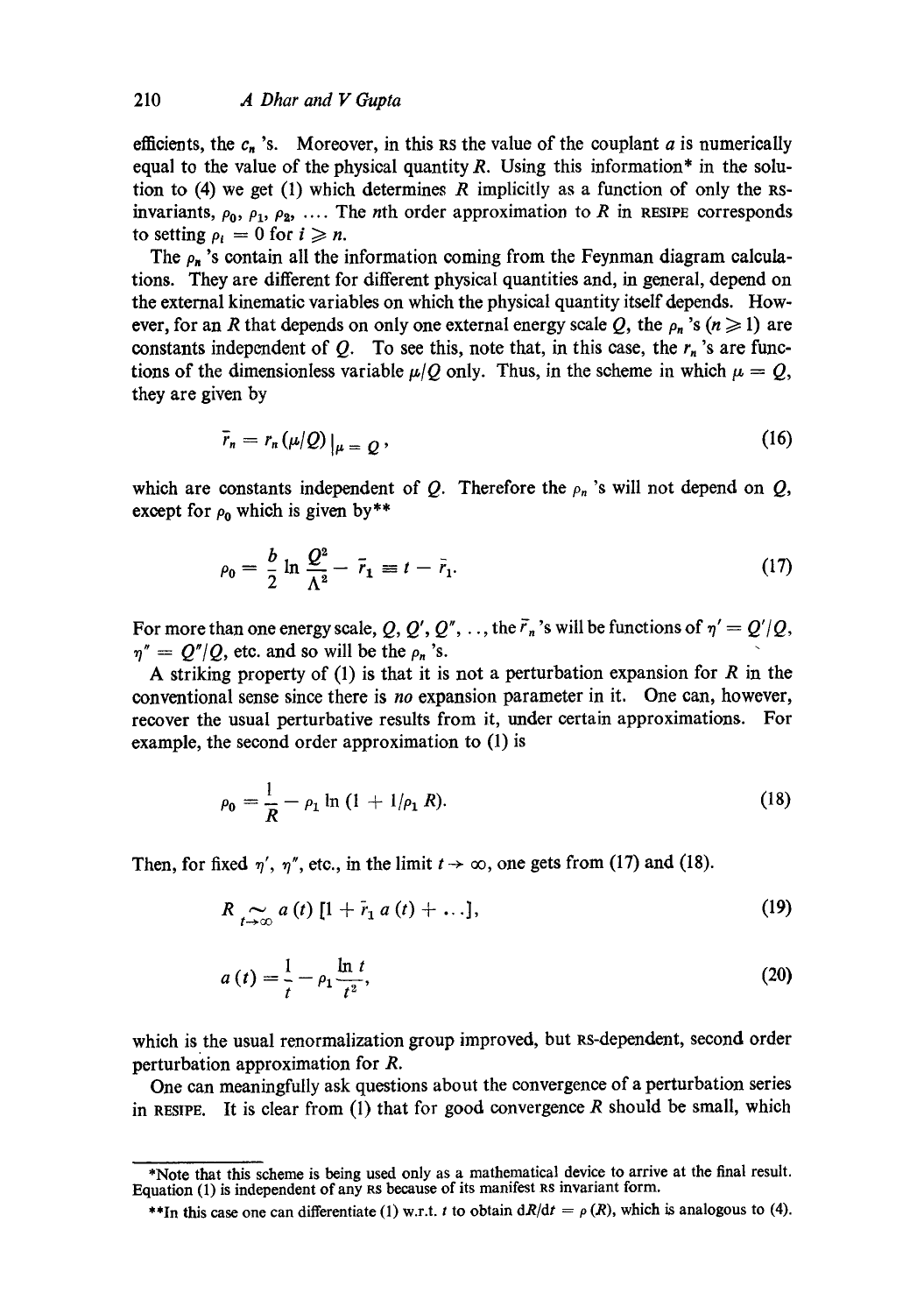efficients, the $c_n$ 's. Moreover, in this RS the value of the couplant $a$ is numerically equal to the value of the physical quantity $R$. Using this information* in the solution to (4) we get (1) which determines $R$ implicitly as a function of only the RS-invariants, $\rho_0, \rho_1, \rho_2, \ldots$. The $n$th order approximation to $R$ in RESIPE corresponds to setting $\rho_i = 0$ for $i \geqslant n$.

The $\rho_n$ 's contain all the information coming from the Feynman diagram calculations. They are different for different physical quantities and, in general, depend on the external kinematic variables on which the physical quantity itself depends. However, for an $R$ that depends on only one external energy scale $Q$, the $\rho_n$ 's $(n \geqslant 1)$ are constants independent of $Q$. To see this, note that, in this case, the $r_n$ 's are functions of the dimensionless variable $\mu/Q$ only. Thus, in the scheme in which $\mu = Q$, they are given by

$$\bar{r}_n = r_n(\mu/Q)\,|_{\mu = Q}\,, \tag{16}$$

which are constants independent of $Q$. Therefore the $\rho_n$ 's will not depend on $Q$, except for $\rho_0$ which is given by**

$$\rho_0 = \frac{b}{2}\ln\frac{Q^2}{\Lambda^2} - \bar{r}_1 \equiv t - \bar{r}_1. \tag{17}$$

For more than one energy scale, $Q, Q', Q'', \ldots$, the $\bar{r}_n$ 's will be functions of $\eta' = Q'/Q$, $\eta'' = Q''/Q$, etc. and so will be the $\rho_n$ 's.

A striking property of (1) is that it is not a perturbation expansion for $R$ in the conventional sense since there is *no* expansion parameter in it. One can, however, recover the usual perturbative results from it, under certain approximations. For example, the second order approximation to (1) is

$$\rho_0 = \frac{1}{R} - \rho_1 \ln(1 + 1/\rho_1 R). \tag{18}$$

Then, for fixed $\eta', \eta''$, etc., in the limit $t \to \infty$, one gets from (17) and (18).

$$R \underset{t\to\infty}{\sim} a(t)\,[1 + \bar{r}_1\, a(t) + \ldots], \tag{19}$$

$$a(t) = \frac{1}{t} - \rho_1 \frac{\ln t}{t^2}, \tag{20}$$

which is the usual renormalization group improved, but RS-dependent, second order perturbation approximation for $R$.

One can meaningfully ask questions about the convergence of a perturbation series in RESIPE. It is clear from (1) that for good convergence $R$ should be small, which

---

*Note that this scheme is being used only as a mathematical device to arrive at the final result. Equation (1) is independent of any RS because of its manifest RS invariant form.

**In this case one can differentiate (1) w.r.t. $t$ to obtain $dR/dt = \rho(R)$, which is analogous to (4).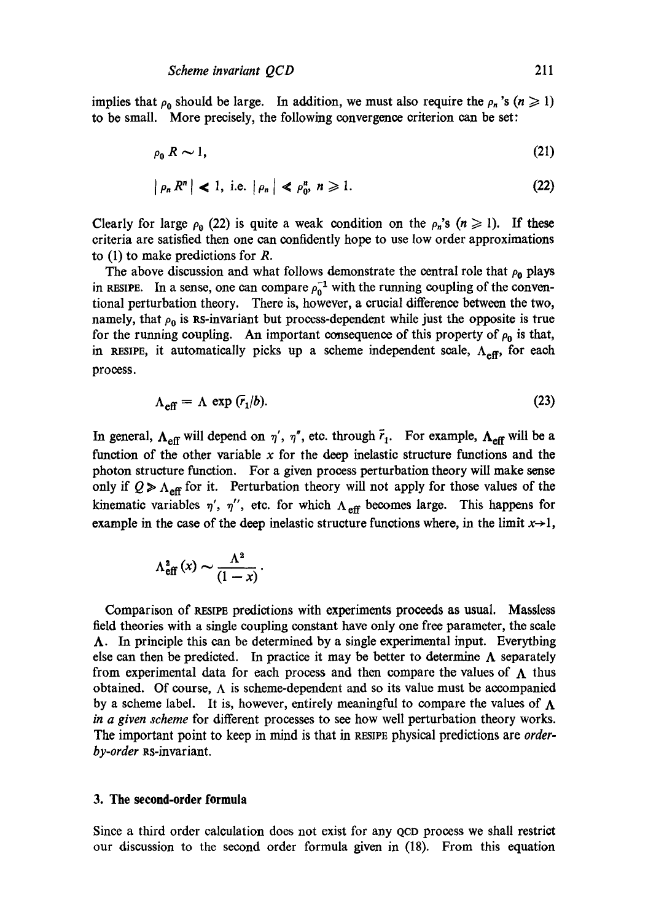implies that $\rho_0$ should be large. In addition, we must also require the $\rho_n$ 's ($n \geqslant 1$) to be small. More precisely, the following convergence criterion can be set:

$$\rho_0 R \sim 1, \tag{21}$$

$$|\rho_n R^n| \ll 1, \text{ i.e. } |\rho_n| \ll \rho_0^n, \; n \geqslant 1. \tag{22}$$

Clearly for large $\rho_0$ (22) is quite a weak condition on the $\rho_n$'s ($n \geqslant 1$). If these criteria are satisfied then one can confidently hope to use low order approximations to (1) to make predictions for $R$.

The above discussion and what follows demonstrate the central role that $\rho_0$ plays in RESIPE. In a sense, one can compare $\rho_0^{-1}$ with the running coupling of the conventional perturbation theory. There is, however, a crucial difference between the two, namely, that $\rho_0$ is RS-invariant but process-dependent while just the opposite is true for the running coupling. An important consequence of this property of $\rho_0$ is that, in RESIPE, it automatically picks up a scheme independent scale, $\Lambda_{\text{eff}}$, for each process.

$$\Lambda_{\text{eff}} = \Lambda \exp (\bar{r}_1/b). \tag{23}$$

In general, $\Lambda_{\text{eff}}$ will depend on $\eta'$, $\eta''$, etc. through $\bar{r}_1$. For example, $\Lambda_{\text{eff}}$ will be a function of the other variable $x$ for the deep inelastic structure functions and the photon structure function. For a given process perturbation theory will make sense only if $Q \gg \Lambda_{\text{eff}}$ for it. Perturbation theory will not apply for those values of the kinematic variables $\eta'$, $\eta''$, etc. for which $\Lambda_{\text{eff}}$ becomes large. This happens for example in the case of the deep inelastic structure functions where, in the limit $x \to 1$,

$$\Lambda_{\text{eff}}^2 (x) \sim \frac{\Lambda^2}{(1-x)}.$$

Comparison of RESIPE predictions with experiments proceeds as usual. Massless field theories with a single coupling constant have only one free parameter, the scale $\Lambda$. In principle this can be determined by a single experimental input. Everything else can then be predicted. In practice it may be better to determine $\Lambda$ separately from experimental data for each process and then compare the values of $\Lambda$ thus obtained. Of course, $\Lambda$ is scheme-dependent and so its value must be accompanied by a scheme label. It is, however, entirely meaningful to compare the values of $\Lambda$ *in a given scheme* for different processes to see how well perturbation theory works. The important point to keep in mind is that in RESIPE physical predictions are *order-by-order* RS-invariant.

### 3. The second-order formula

Since a third order calculation does not exist for any QCD process we shall restrict our discussion to the second order formula given in (18). From this equation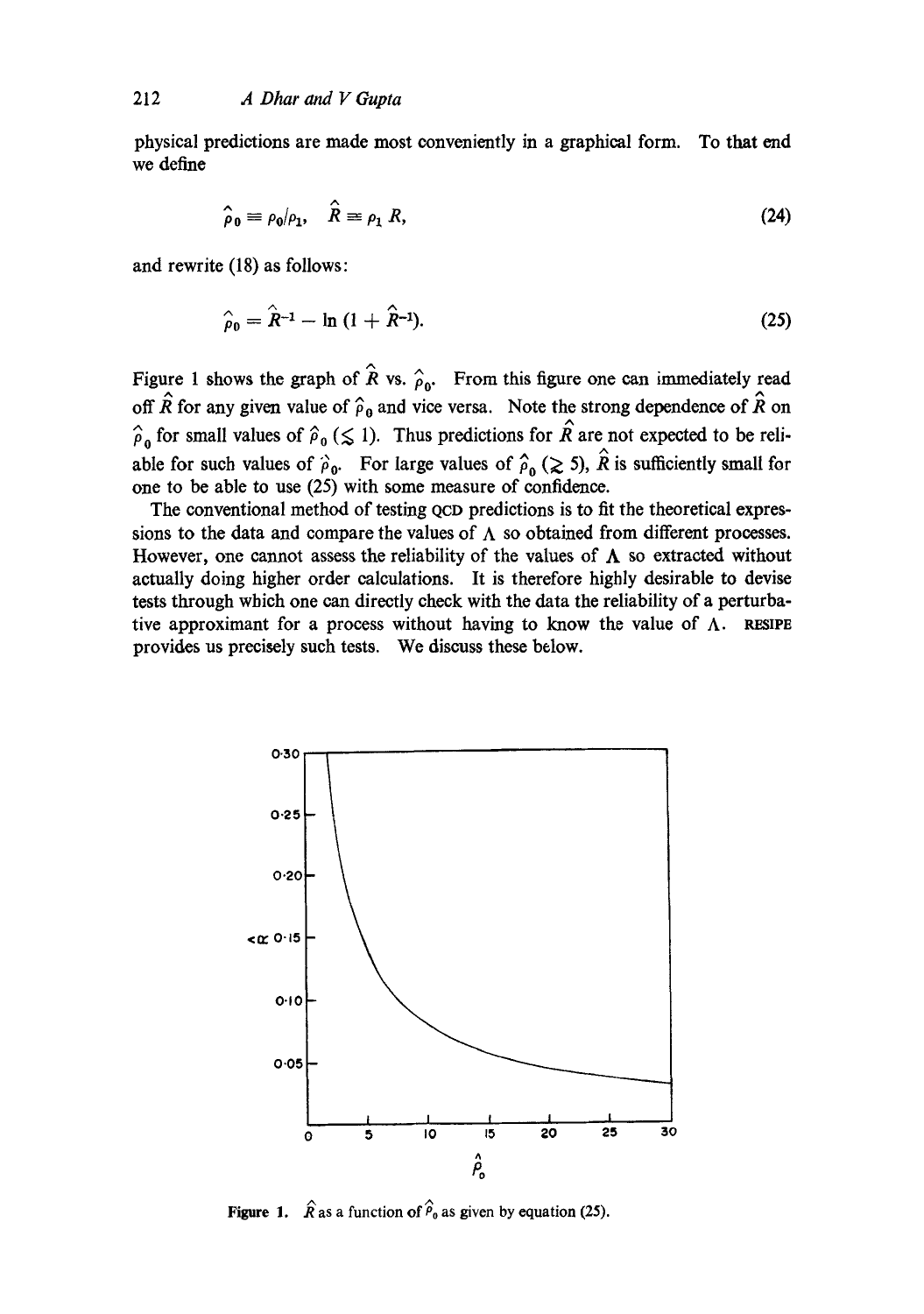physical predictions are made most conveniently in a graphical form. To that end we define

$$\hat{\rho}_0 \equiv \rho_0/\rho_1, \quad \hat{R} \equiv \rho_1 R, \tag{24}$$

and rewrite (18) as follows:

$$\hat{\rho}_0 = \hat{R}^{-1} - \ln(1 + \hat{R}^{-1}). \tag{25}$$

Figure 1 shows the graph of $\hat{R}$ vs. $\hat{\rho}_0$. From this figure one can immediately read off $\hat{R}$ for any given value of $\hat{\rho}_0$ and vice versa. Note the strong dependence of $\hat{R}$ on $\hat{\rho}_0$ for small values of $\hat{\rho}_0$ ($\lesssim 1$). Thus predictions for $\hat{R}$ are not expected to be reliable for such values of $\hat{\rho}_0$. For large values of $\hat{\rho}_0$ ($\gtrsim 5$), $\hat{R}$ is sufficiently small for one to be able to use (25) with some measure of confidence.

The conventional method of testing QCD predictions is to fit the theoretical expressions to the data and compare the values of $\Lambda$ so obtained from different processes. However, one cannot assess the reliability of the values of $\Lambda$ so extracted without actually doing higher order calculations. It is therefore highly desirable to devise tests through which one can directly check with the data the reliability of a perturbative approximant for a process without having to know the value of $\Lambda$. RESIPE provides us precisely such tests. We discuss these below.

**Figure 1.** $\hat{R}$ as a function of $\hat{\rho}_0$ as given by equation (25).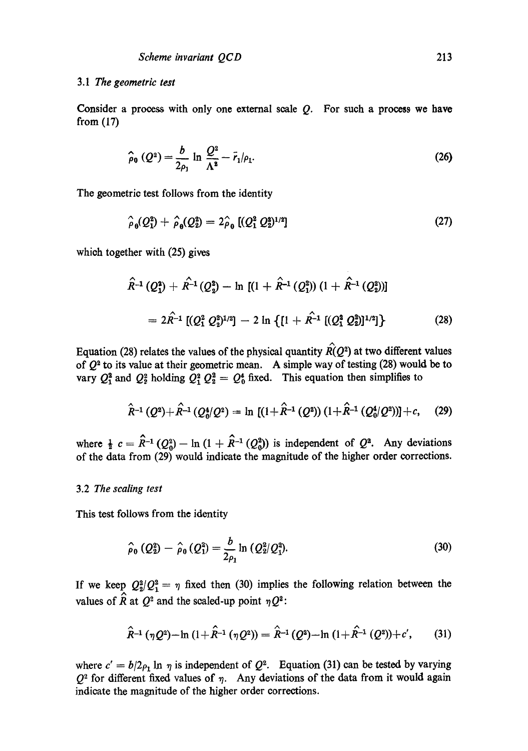### 3.1 *The geometric test*

Consider a process with only one external scale $Q$. For such a process we have from (17)

$$\hat{\rho}_0\,(Q^2) = \frac{b}{2\rho_1}\ln\frac{Q^2}{\Lambda^2} - \bar{r}_1/\rho_1. \tag{26}$$

The geometric test follows from the identity

$$\hat{\rho}_0(Q_1^2) + \hat{\rho}_0(Q_2^2) = 2\hat{\rho}_0\,[(Q_1^2\,Q_2^2)^{1/2}] \tag{27}$$

which together with (25) gives

$$\hat{R}^{-1}\,(Q_1^2) + \hat{R}^{-1}\,(Q_2^2) - \ln\,[(1+\hat{R}^{-1}\,(Q_1^2))\,(1+\hat{R}^{-1}\,(Q_2^2))]$$

$$= 2\hat{R}^{-1}\,[(Q_1^2\,Q_2^2)^{1/2}] - 2\ln\left\{[1+\hat{R}^{-1}\,[(Q_1^2\,Q_2^2)]^{1/2}]\right\} \tag{28}$$

Equation (28) relates the values of the physical quantity $\hat{R}(Q^2)$ at two different values of $Q^2$ to its value at their geometric mean. A simple way of testing (28) would be to vary $Q_1^2$ and $Q_2^2$ holding $Q_1^2\,Q_2^2 = Q_0^4$ fixed. This equation then simplifies to

$$\hat{R}^{-1}\,(Q^2)+\hat{R}^{-1}\,(Q_0^4/Q^2) = \ln\,[(1+\hat{R}^{-1}\,(Q^2))\,(1+\hat{R}^{-1}\,(Q_0^4/Q^2))]+c, \tag{29}$$

where $\frac{1}{2}\,c = \hat{R}^{-1}\,(Q_0^2) - \ln\,(1+\hat{R}^{-1}\,(Q_0^2))$ is independent of $Q^2$. Any deviations of the data from (29) would indicate the magnitude of the higher order corrections.

### 3.2 *The scaling test*

This test follows from the identity

$$\hat{\rho}_0\,(Q_2^2) - \hat{\rho}_0\,(Q_1^2) = \frac{b}{2\rho_1}\ln\,(Q_2^2/Q_1^2). \tag{30}$$

If we keep $Q_2^2/Q_1^2 = \eta$ fixed then (30) implies the following relation between the values of $\hat{R}$ at $Q^2$ and the scaled-up point $\eta Q^2$:

$$\hat{R}^{-1}\,(\eta Q^2)-\ln\,(1+\hat{R}^{-1}\,(\eta Q^2)) = \hat{R}^{-1}\,(Q^2)-\ln\,(1+\hat{R}^{-1}\,(Q^2))+c', \tag{31}$$

where $c' = b/2\rho_1\ln\,\eta$ is independent of $Q^2$. Equation (31) can be tested by varying $Q^2$ for different fixed values of $\eta$. Any deviations of the data from it would again indicate the magnitude of the higher order corrections.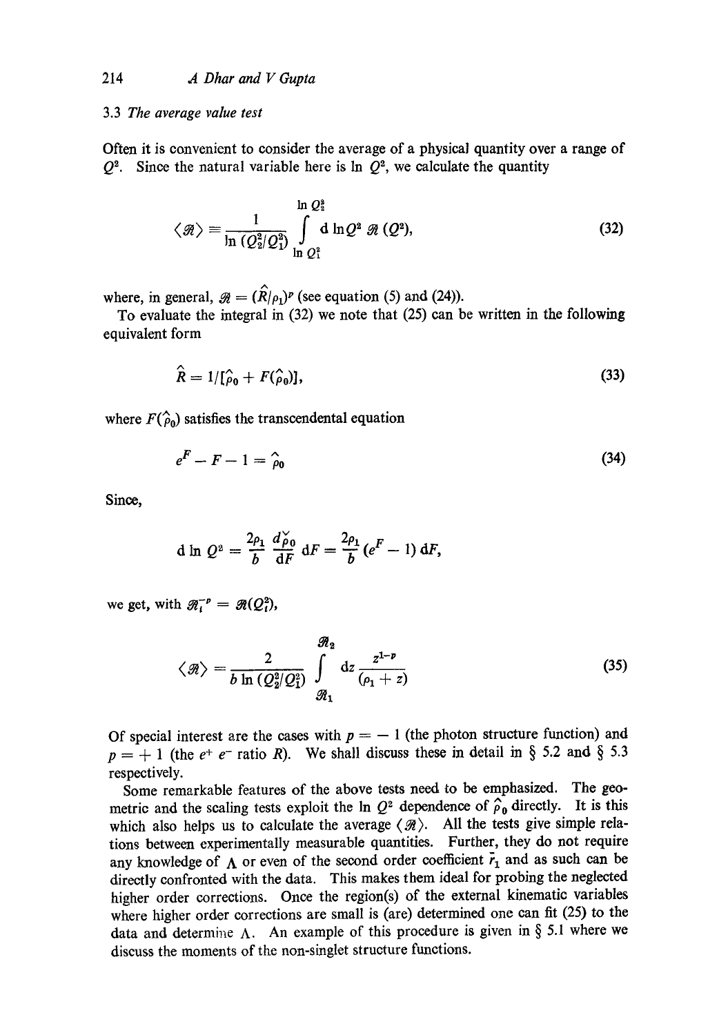### 3.3 The average value test

Often it is convenient to consider the average of a physical quantity over a range of $Q^2$. Since the natural variable here is $\ln Q^2$, we calculate the quantity

$$\langle \mathscr{R} \rangle = \frac{1}{\ln (Q_2^2/Q_1^2)} \int_{\ln Q_1^2}^{\ln Q_2^2} \mathrm{d} \ln Q^2 \, \mathscr{R}(Q^2), \tag{32}$$

where, in general, $\mathscr{R} = (\hat{R}/\rho_1)^p$ (see equation (5) and (24)).

To evaluate the integral in (32) we note that (25) can be written in the following equivalent form

$$\hat{R} = 1/[\hat{\rho}_0 + F(\hat{\rho}_0)], \tag{33}$$

where $F(\hat{\rho}_0)$ satisfies the transcendental equation

$$e^F - F - 1 = \hat{\rho}_0 \tag{34}$$

Since,

$$\mathrm{d} \ln Q^2 = \frac{2\rho_1}{b} \frac{d\check{\rho}_0}{\mathrm{d}F} \mathrm{d}F = \frac{2\rho_1}{b} (e^F - 1) \, \mathrm{d}F,$$

we get, with $\mathscr{R}_i^{-p} = \mathscr{R}(Q_i^2)$,

$$\langle \mathscr{R} \rangle = \frac{2}{b \ln (Q_2^2/Q_1^2)} \int_{\mathscr{R}_1}^{\mathscr{R}_2} \mathrm{d}z \frac{z^{1-p}}{(\rho_1 + z)} \tag{35}$$

Of special interest are the cases with $p = -1$ (the photon structure function) and $p = +1$ (the $e^+ e^-$ ratio $R$). We shall discuss these in detail in § 5.2 and § 5.3 respectively.

Some remarkable features of the above tests need to be emphasized. The geometric and the scaling tests exploit the $\ln Q^2$ dependence of $\hat{\rho}_0$ directly. It is this which also helps us to calculate the average $\langle \mathscr{R} \rangle$. All the tests give simple relations between experimentally measurable quantities. Further, they do not require any knowledge of $\Lambda$ or even of the second order coefficient $\bar{r}_1$ and as such can be directly confronted with the data. This makes them ideal for probing the neglected higher order corrections. Once the region(s) of the external kinematic variables where higher order corrections are small is (are) determined one can fit (25) to the data and determine $\Lambda$. An example of this procedure is given in § 5.1 where we discuss the moments of the non-singlet structure functions.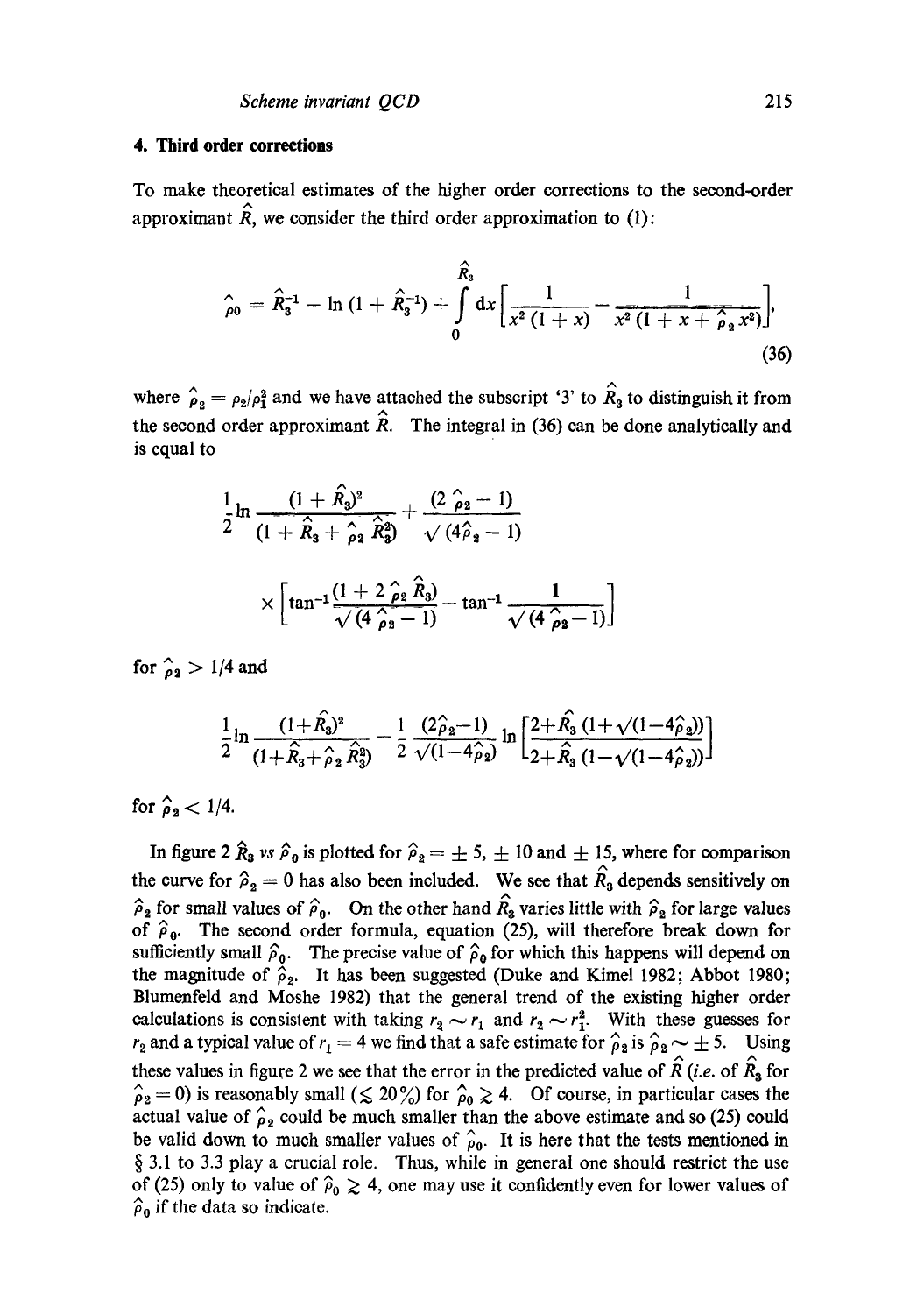## 4. Third order corrections

To make theoretical estimates of the higher order corrections to the second-order approximant $\hat{R}$, we consider the third order approximation to (1):

$$\hat{\rho}_0 = \hat{R}_3^{-1} - \ln(1 + \hat{R}_3^{-1}) + \int_0^{\hat{R}_3} \mathrm{d}x \left[ \frac{1}{x^2(1+x)} - \frac{1}{x^2(1+x+\hat{\rho}_2 x^2)} \right], \tag{36}$$

where $\hat{\rho}_2 = \rho_2/\rho_1^2$ and we have attached the subscript '3' to $\hat{R}_3$ to distinguish it from the second order approximant $\hat{R}$. The integral in (36) can be done analytically and is equal to

$$\frac{1}{2}\ln\frac{(1+\hat{R}_3)^2}{(1+\hat{R}_3+\hat{\rho}_2\hat{R}_3^2)} + \frac{(2\hat{\rho}_2 - 1)}{\sqrt{(4\hat{\rho}_2 - 1)}} \times \left[ \tan^{-1}\frac{(1+2\hat{\rho}_2\hat{R}_3)}{\sqrt{(4\hat{\rho}_2 - 1)}} - \tan^{-1}\frac{1}{\sqrt{(4\hat{\rho}_2-1)}} \right]$$

for $\hat{\rho}_2 > 1/4$ and

$$\frac{1}{2}\ln\frac{(1+\hat{R}_3)^2}{(1+\hat{R}_3+\hat{\rho}_2\hat{R}_3^2)} + \frac{1}{2}\frac{(2\hat{\rho}_2 - 1)}{\sqrt{(1-4\hat{\rho}_2)}} \ln\left[\frac{2+\hat{R}_3(1+\sqrt{(1-4\hat{\rho}_2)})}{2+\hat{R}_3(1-\sqrt{(1-4\hat{\rho}_2)})}\right]$$

for $\hat{\rho}_2 < 1/4$.

In figure 2 $\hat{R}_3$ *vs* $\hat{\rho}_0$ is plotted for $\hat{\rho}_2 = \pm 5$, $\pm 10$ and $\pm 15$, where for comparison the curve for $\hat{\rho}_2 = 0$ has also been included. We see that $\hat{R}_3$ depends sensitively on $\hat{\rho}_2$ for small values of $\hat{\rho}_0$. On the other hand $\hat{R}_3$ varies little with $\hat{\rho}_2$ for large values of $\hat{\rho}_0$. The second order formula, equation (25), will therefore break down for sufficiently small $\hat{\rho}_0$. The precise value of $\hat{\rho}_0$ for which this happens will depend on the magnitude of $\hat{\rho}_2$. It has been suggested (Duke and Kimel 1982; Abbot 1980; Blumenfeld and Moshe 1982) that the general trend of the existing higher order calculations is consistent with taking $r_2 \sim r_1$ and $r_2 \sim r_1^2$. With these guesses for $r_2$ and a typical value of $r_1 = 4$ we find that a safe estimate for $\hat{\rho}_2$ is $\hat{\rho}_2 \sim \pm 5$. Using these values in figure 2 we see that the error in the predicted value of $\hat{R}$ (*i.e.* of $\hat{R}_3$ for $\hat{\rho}_2 = 0$) is reasonably small ($\lesssim 20\%$) for $\hat{\rho}_0 \gtrsim 4$. Of course, in particular cases the actual value of $\hat{\rho}_2$ could be much smaller than the above estimate and so (25) could be valid down to much smaller values of $\hat{\rho}_0$. It is here that the tests mentioned in § 3.1 to 3.3 play a crucial role. Thus, while in general one should restrict the use of (25) only to value of $\hat{\rho}_0 \gtrsim 4$, one may use it confidently even for lower values of $\hat{\rho}_0$ if the data so indicate.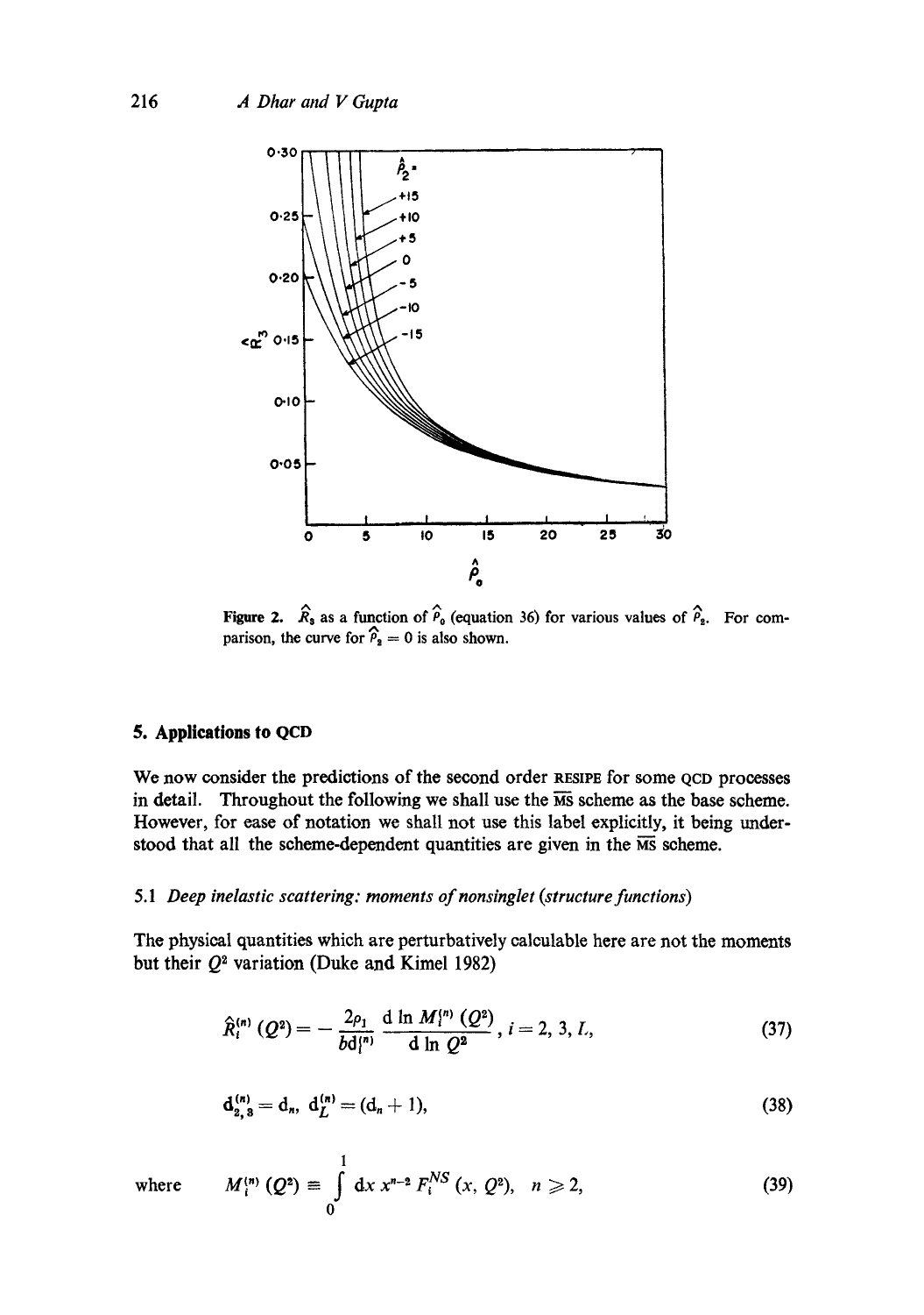Figure 2. $\hat{R}_3$ as a function of $\hat{\rho}_0$ (equation 36) for various values of $\hat{\rho}_2$. For comparison, the curve for $\hat{\rho}_2 = 0$ is also shown.

## 5. Applications to QCD

We now consider the predictions of the second order RESIPE for some QCD processes in detail. Throughout the following we shall use the $\overline{\text{MS}}$ scheme as the base scheme. However, for ease of notation we shall not use this label explicitly, it being understood that all the scheme-dependent quantities are given in the $\overline{\text{MS}}$ scheme.

### 5.1 *Deep inelastic scattering: moments of nonsinglet (structure functions)*

The physical quantities which are perturbatively calculable here are not the moments but their $Q^2$ variation (Duke and Kimel 1982)

$$\hat{R}_i^{(n)}(Q^2) = -\frac{2\rho_1}{b\mathrm{d}_i^{(n)}} \frac{\mathrm{d}\ln M_i^{(n)}(Q^2)}{\mathrm{d}\ln Q^2},\; i = 2, 3, L, \tag{37}$$

$$\mathrm{d}_{2,3}^{(n)} = \mathrm{d}_n,\; \mathrm{d}_L^{(n)} = (\mathrm{d}_n + 1), \tag{38}$$

where
$$M_i^{(n)}(Q^2) \equiv \int_0^1 \mathrm{d}x\, x^{n-2} F_i^{NS}(x, Q^2),\quad n \geqslant 2, \tag{39}$$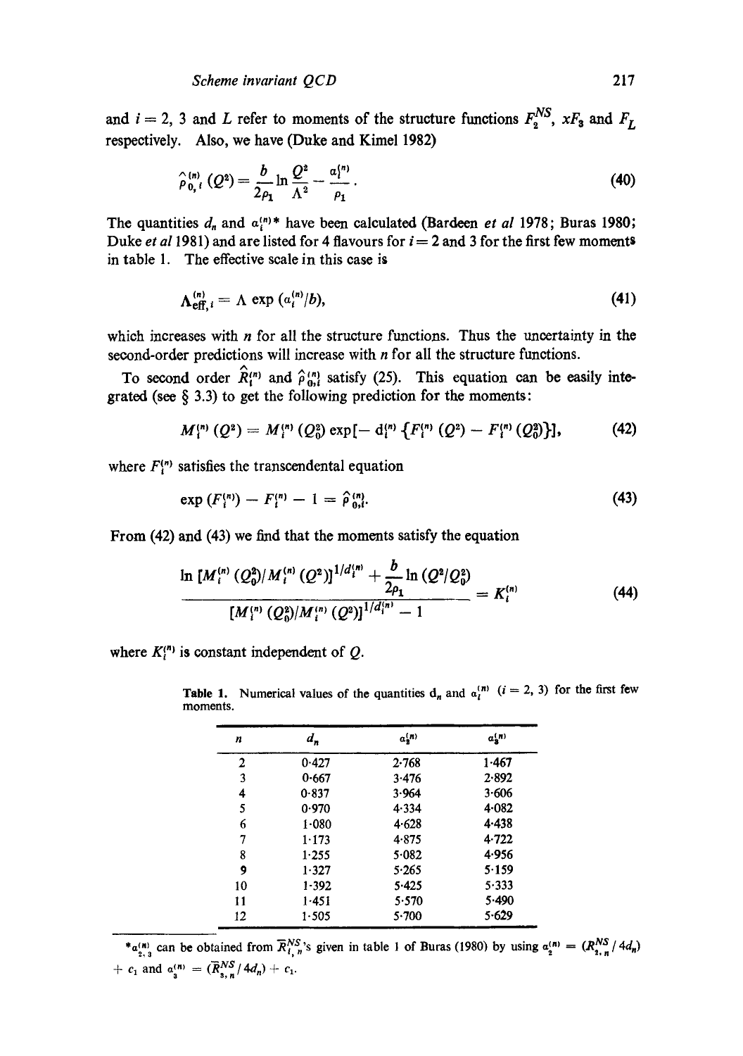and $i = 2$, 3 and $L$ refer to moments of the structure functions $F_2^{NS}$, $xF_3$ and $F_L$ respectively. Also, we have (Duke and Kimel 1982)

$$\hat{\rho}_{0,i}^{(n)}(Q^2) = \frac{b}{2\rho_1} \ln \frac{Q^2}{\Lambda^2} - \frac{\alpha_i^{(n)}}{\rho_1}. \tag{40}$$

The quantities $d_n$ and $\alpha_i^{(n)}$* have been calculated (Bardeen *et al* 1978; Buras 1980; Duke *et al* 1981) and are listed for 4 flavours for $i = 2$ and 3 for the first few moments in table 1. The effective scale in this case is

$$\Lambda_{\text{eff},i}^{(n)} = \Lambda \exp\left(\alpha_i^{(n)}/b\right), \tag{41}$$

which increases with $n$ for all the structure functions. Thus the uncertainty in the second-order predictions will increase with $n$ for all the structure functions.

To second order $\hat{R}_i^{(n)}$ and $\hat{\rho}_{0,i}^{(n)}$ satisfy (25). This equation can be easily integrated (see § 3.3) to get the following prediction for the moments:

$$M_i^{(n)}(Q^2) = M_i^{(n)}(Q_0^2) \exp\left[-d_i^{(n)} \{F_i^{(n)}(Q^2) - F_i^{(n)}(Q_0^2)\}\right], \tag{42}$$

where $F_i^{(n)}$ satisfies the transcendental equation

$$\exp(F_i^{(n)}) - F_i^{(n)} - 1 = \hat{\rho}_{0,i}^{(n)}. \tag{43}$$

From (42) and (43) we find that the moments satisfy the equation

$$\frac{\ln\left[M_i^{(n)}(Q_0^2)/M_i^{(n)}(Q^2)\right]^{1/d_i^{(n)}} + \dfrac{b}{2\rho_1} \ln(Q^2/Q_0^2)}{\left[M_i^{(n)}(Q_0^2)/M_i^{(n)}(Q^2)\right]^{1/d_i^{(n)}} - 1} = K_i^{(n)} \tag{44}$$

where $K_i^{(n)}$ is constant independent of $Q$.

**Table 1.** Numerical values of the quantities $d_n$ and $\alpha_i^{(n)}$ ($i = 2$, 3) for the first few moments.

| $n$ | $d_n$ | $\alpha_2^{(n)}$ | $\alpha_3^{(n)}$ |
|---|---|---|---|
| 2 | 0·427 | 2·768 | 1·467 |
| 3 | 0·667 | 3·476 | 2·892 |
| 4 | 0·837 | 3·964 | 3·606 |
| 5 | 0·970 | 4·334 | 4·082 |
| 6 | 1·080 | 4·628 | 4·438 |
| 7 | 1·173 | 4·875 | 4·722 |
| 8 | 1·255 | 5·082 | 4·956 |
| 9 | 1·327 | 5·265 | 5·159 |
| 10 | 1·392 | 5·425 | 5·333 |
| 11 | 1·451 | 5·570 | 5·490 |
| 12 | 1·505 | 5·700 | 5·629 |

*$\alpha_{2,3}^{(n)}$ can be obtained from $\bar{R}_{i,n}^{NS}$'s given in table 1 of Buras (1980) by using $\alpha_2^{(n)} = (\bar{R}_{2,n}^{NS}/4d_n) + c_1$ and $\alpha_3^{(n)} = (\bar{R}_{3,n}^{NS}/4d_n) + c_1$.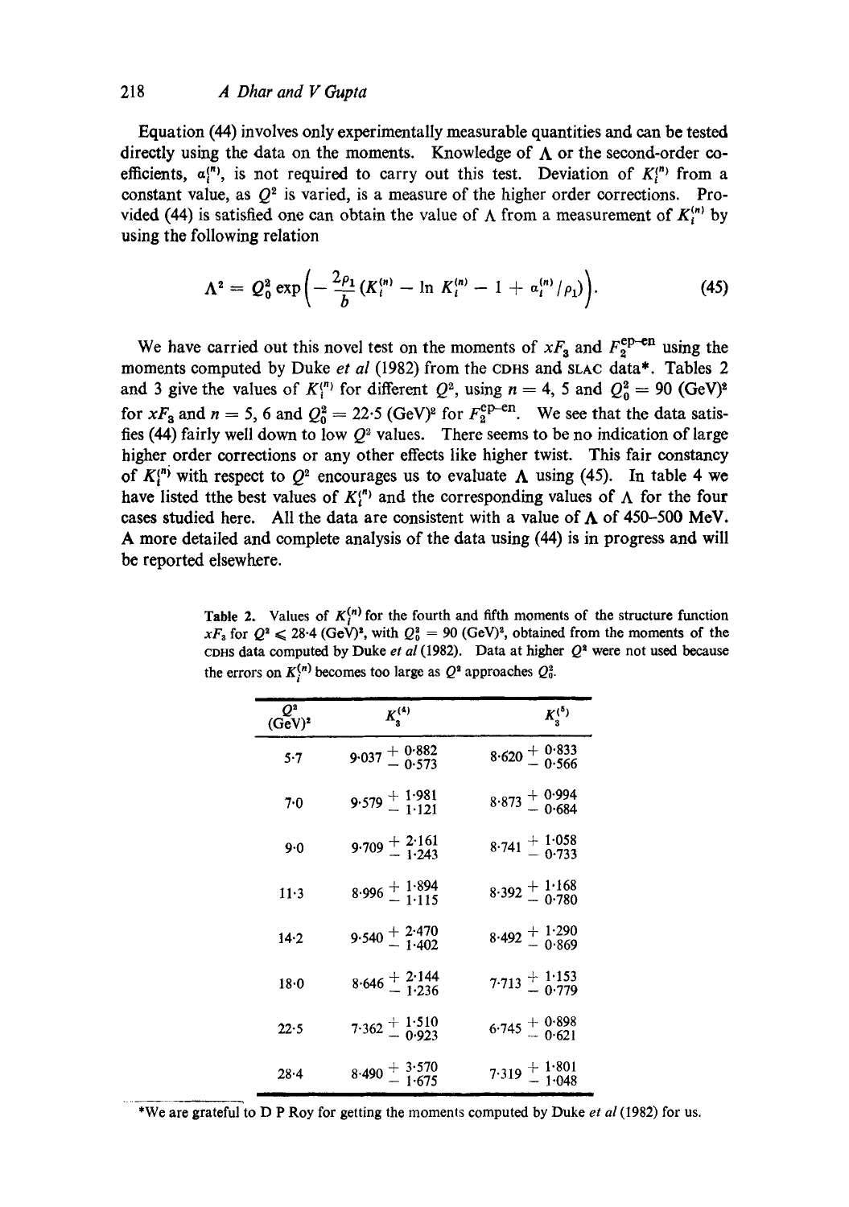Equation (44) involves only experimentally measurable quantities and can be tested directly using the data on the moments. Knowledge of $\Lambda$ or the second-order coefficients, $a_i^{(n)}$, is not required to carry out this test. Deviation of $K_i^{(n)}$ from a constant value, as $Q^2$ is varied, is a measure of the higher order corrections. Provided (44) is satisfied one can obtain the value of $\Lambda$ from a measurement of $K_i^{(n)}$ by using the following relation

$$\Lambda^2 = Q_0^2 \exp\left(-\frac{2\rho_1}{b}\left(K_i^{(n)} - \ln K_i^{(n)} - 1 + a_i^{(n)}/\rho_1\right)\right). \tag{45}$$

We have carried out this novel test on the moments of $xF_3$ and $F_2^{\text{ep-en}}$ using the moments computed by Duke *et al* (1982) from the CDHS and SLAC data*. Tables 2 and 3 give the values of $K_i^{(n)}$ for different $Q^2$, using $n = 4$, 5 and $Q_0^2 = 90\ (\text{GeV})^2$ for $xF_3$ and $n = 5$, 6 and $Q_0^2 = 22{\cdot}5\ (\text{GeV})^2$ for $F_2^{\text{ep-en}}$. We see that the data satisfies (44) fairly well down to low $Q^2$ values. There seems to be no indication of large higher order corrections or any other effects like higher twist. This fair constancy of $K_i^{(n)}$ with respect to $Q^2$ encourages us to evaluate $\Lambda$ using (45). In table 4 we have listed tthe best values of $K_i^{(n)}$ and the corresponding values of $\Lambda$ for the four cases studied here. All the data are consistent with a value of $\Lambda$ of 450–500 MeV. A more detailed and complete analysis of the data using (44) is in progress and will be reported elsewhere.

**Table 2.** Values of $K_i^{(n)}$ for the fourth and fifth moments of the structure function $xF_3$ for $Q^2 \leqslant 28{\cdot}4\ (\text{GeV})^2$, with $Q_0^2 = 90\ (\text{GeV})^2$, obtained from the moments of the CDHS data computed by Duke *et al* (1982). Data at higher $Q^2$ were not used because the errors on $K_i^{(n)}$ becomes too large as $Q^2$ approaches $Q_0^2$.

| $Q^2$ $(\text{GeV})^2$ | $K_3^{(4)}$ | $K_3^{(5)}$ |
|---|---|---|
| 5·7 | $9{\cdot}037\,^{+\,0{\cdot}882}_{-\,0{\cdot}573}$ | $8{\cdot}620\,^{+\,0{\cdot}833}_{-\,0{\cdot}566}$ |
| 7·0 | $9{\cdot}579\,^{+\,1{\cdot}981}_{-\,1{\cdot}121}$ | $8{\cdot}873\,^{+\,0{\cdot}994}_{-\,0{\cdot}684}$ |
| 9·0 | $9{\cdot}709\,^{+\,2{\cdot}161}_{-\,1{\cdot}243}$ | $8{\cdot}741\,^{+\,1{\cdot}058}_{-\,0{\cdot}733}$ |
| 11·3 | $8{\cdot}996\,^{+\,1{\cdot}894}_{-\,1{\cdot}115}$ | $8{\cdot}392\,^{+\,1{\cdot}168}_{-\,0{\cdot}780}$ |
| 14·2 | $9{\cdot}540\,^{+\,2{\cdot}470}_{-\,1{\cdot}402}$ | $8{\cdot}492\,^{+\,1{\cdot}290}_{-\,0{\cdot}869}$ |
| 18·0 | $8{\cdot}646\,^{+\,2{\cdot}144}_{-\,1{\cdot}236}$ | $7{\cdot}713\,^{+\,1{\cdot}153}_{-\,0{\cdot}779}$ |
| 22·5 | $7{\cdot}362\,^{+\,1{\cdot}510}_{-\,0{\cdot}923}$ | $6{\cdot}745\,^{+\,0{\cdot}898}_{-\,0{\cdot}621}$ |
| 28·4 | $8{\cdot}490\,^{+\,3{\cdot}570}_{-\,1{\cdot}675}$ | $7{\cdot}319\,^{+\,1{\cdot}801}_{-\,1{\cdot}048}$ |

*We are grateful to D P Roy for getting the moments computed by Duke *et al* (1982) for us.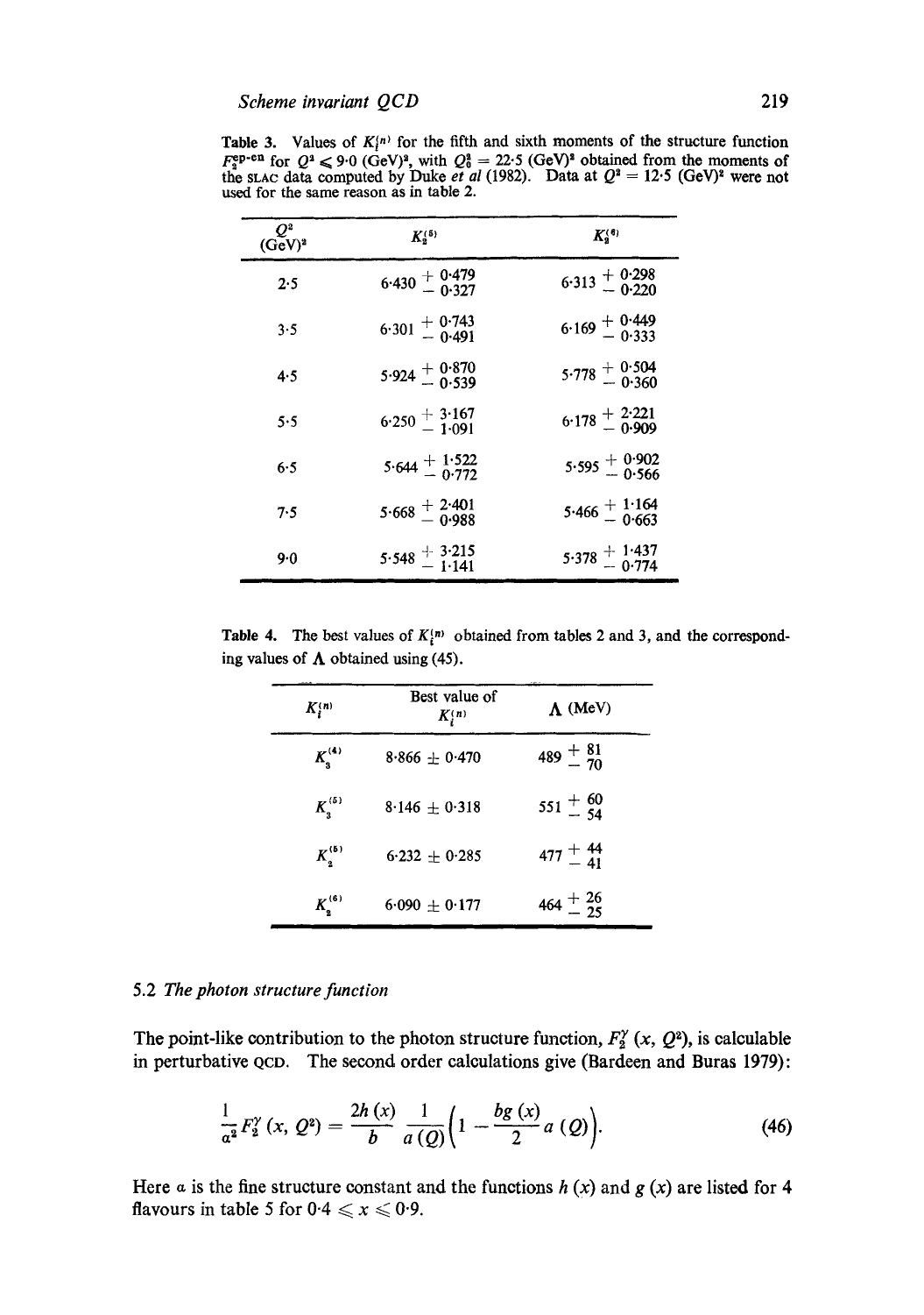**Table 3.** Values of $K_i^{(n)}$ for the fifth and sixth moments of the structure function $F_2^{ep-en}$ for $Q^2 \leqslant 9.0$ (GeV)$^2$, with $Q_0^2 = 22.5$ (GeV)$^2$ obtained from the moments of the SLAC data computed by Duke *et al* (1982). Data at $Q^2 = 12.5$ (GeV)$^2$ were not used for the same reason as in table 2.

| $Q^2$ (GeV)$^2$ | $K_2^{(5)}$ | $K_2^{(6)}$ |
|---|---|---|
| 2.5 | $6.430 {+0.479 \atop -0.327}$ | $6.313 {+0.298 \atop -0.220}$ |
| 3.5 | $6.301 {+0.743 \atop -0.491}$ | $6.169 {+0.449 \atop -0.333}$ |
| 4.5 | $5.924 {+0.870 \atop -0.539}$ | $5.778 {+0.504 \atop -0.360}$ |
| 5.5 | $6.250 {+3.167 \atop -1.091}$ | $6.178 {+2.221 \atop -0.909}$ |
| 6.5 | $5.644 {+1.522 \atop -0.772}$ | $5.595 {+0.902 \atop -0.566}$ |
| 7.5 | $5.668 {+2.401 \atop -0.988}$ | $5.466 {+1.164 \atop -0.663}$ |
| 9.0 | $5.548 {+3.215 \atop -1.141}$ | $5.378 {+1.437 \atop -0.774}$ |

**Table 4.** The best values of $K_i^{(n)}$ obtained from tables 2 and 3, and the corresponding values of $\Lambda$ obtained using (45).

| $K_i^{(n)}$ | Best value of $K_i^{(n)}$ | $\Lambda$ (MeV) |
|---|---|---|
| $K_3^{(4)}$ | $8.866 \pm 0.470$ | $489 {+81 \atop -70}$ |
| $K_3^{(5)}$ | $8.146 \pm 0.318$ | $551 {+60 \atop -54}$ |
| $K_2^{(5)}$ | $6.232 \pm 0.285$ | $477 {+44 \atop -41}$ |
| $K_2^{(6)}$ | $6.090 \pm 0.177$ | $464 {+26 \atop -25}$ |

### 5.2 *The photon structure function*

The point-like contribution to the photon structure function, $F_2^\gamma(x, Q^2)$, is calculable in perturbative QCD. The second order calculations give (Bardeen and Buras 1979):

$$\frac{1}{\alpha^2} F_2^\gamma(x, Q^2) = \frac{2h(x)}{b}\,\frac{1}{a(Q)}\left(1 - \frac{bg(x)}{2}\,a(Q)\right). \tag{46}$$

Here $\alpha$ is the fine structure constant and the functions $h(x)$ and $g(x)$ are listed for 4 flavours in table 5 for $0.4 \leqslant x \leqslant 0.9$.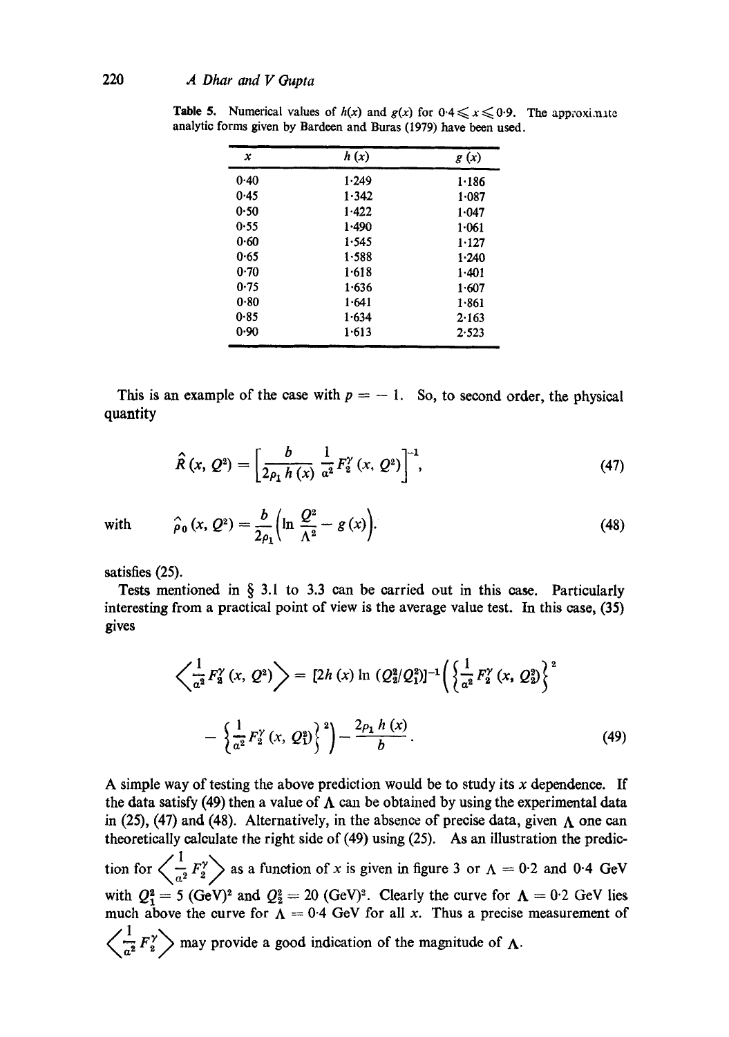**Table 5.** Numerical values of $h(x)$ and $g(x)$ for $0{\cdot}4 \leqslant x \leqslant 0{\cdot}9$. The approximate analytic forms given by Bardeen and Buras (1979) have been used.

| $x$ | $h(x)$ | $g(x)$ |
|---|---|---|
| 0·40 | 1·249 | 1·186 |
| 0·45 | 1·342 | 1·087 |
| 0·50 | 1·422 | 1·047 |
| 0·55 | 1·490 | 1·061 |
| 0·60 | 1·545 | 1·127 |
| 0·65 | 1·588 | 1·240 |
| 0·70 | 1·618 | 1·401 |
| 0·75 | 1·636 | 1·607 |
| 0·80 | 1·641 | 1·861 |
| 0·85 | 1·634 | 2·163 |
| 0·90 | 1·613 | 2·523 |

This is an example of the case with $p = -1$. So, to second order, the physical quantity

$$\hat{R}(x, Q^2) = \left[\frac{b}{2\rho_1 h(x)} \frac{1}{\alpha^2} F_2^\gamma (x, Q^2)\right]^{-1}, \tag{47}$$

with

$$\hat{\rho}_0 (x, Q^2) = \frac{b}{2\rho_1}\left(\ln \frac{Q^2}{\Lambda^2} - g(x)\right). \tag{48}$$

satisfies (25).

Tests mentioned in § 3.1 to 3.3 can be carried out in this case. Particularly interesting from a practical point of view is the average value test. In this case, (35) gives

$$\left\langle \frac{1}{\alpha^2} F_2^\gamma (x, Q^2)\right\rangle = [2h(x) \ln (Q_2^2/Q_1^2)]^{-1}\left(\left\{\frac{1}{\alpha^2} F_2^\gamma (x, Q_2^2)\right\}^2 - \left\{\frac{1}{\alpha^2} F_2^\gamma (x, Q_1^2)\right\}^2\right) - \frac{2\rho_1 h(x)}{b}. \tag{49}$$

A simple way of testing the above prediction would be to study its $x$ dependence. If the data satisfy (49) then a value of $\Lambda$ can be obtained by using the experimental data in (25), (47) and (48). Alternatively, in the absence of precise data, given $\Lambda$ one can theoretically calculate the right side of (49) using (25). As an illustration the prediction for $\left\langle \frac{1}{\alpha^2} F_2^\gamma \right\rangle$ as a function of $x$ is given in figure 3 or $\Lambda = 0{\cdot}2$ and $0{\cdot}4$ GeV with $Q_1^2 = 5$ (GeV)$^2$ and $Q_2^2 = 20$ (GeV)$^2$. Clearly the curve for $\Lambda = 0{\cdot}2$ GeV lies much above the curve for $\Lambda = 0{\cdot}4$ GeV for all $x$. Thus a precise measurement of $\left\langle \frac{1}{\alpha^2} F_2^\gamma \right\rangle$ may provide a good indication of the magnitude of $\Lambda$.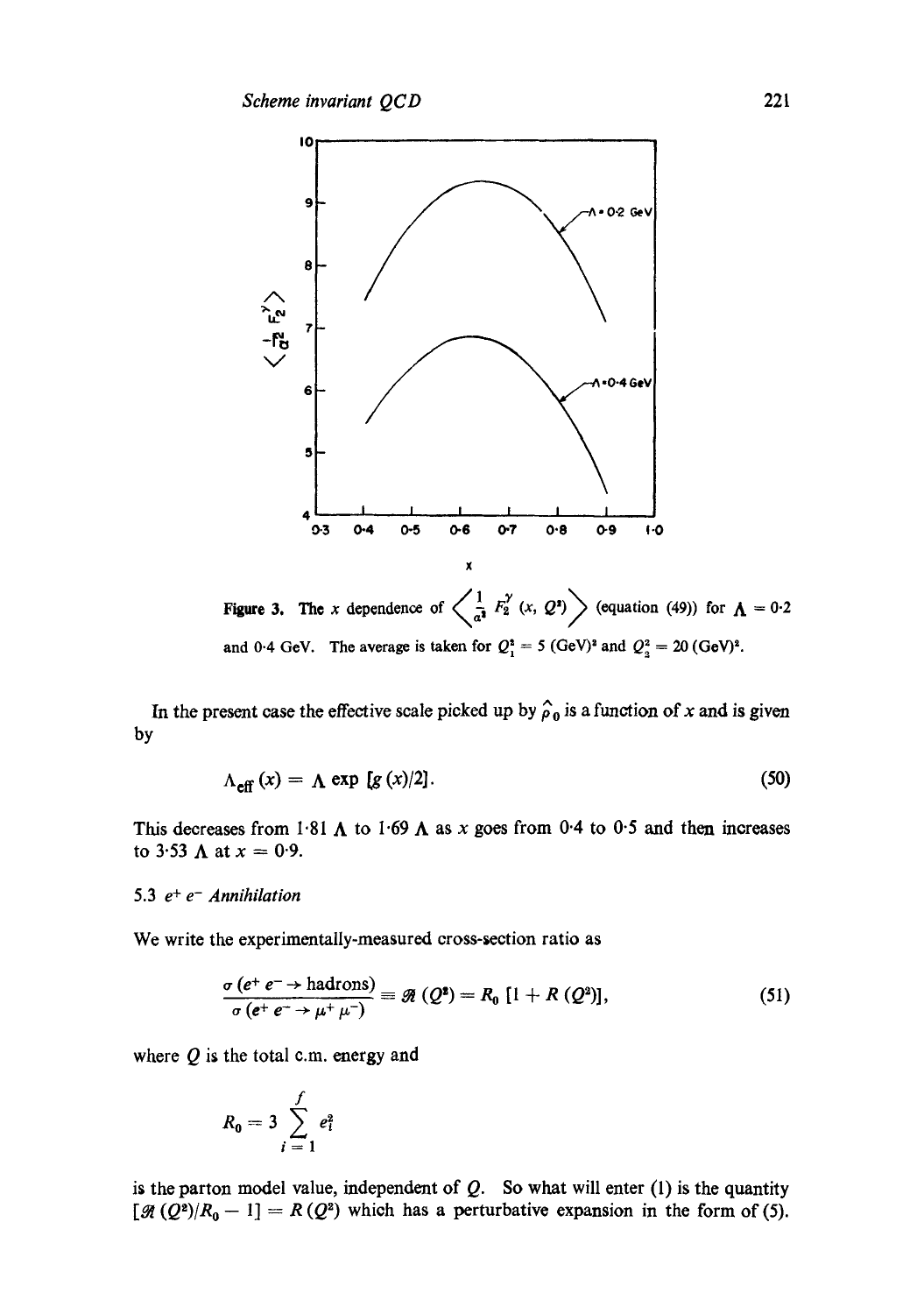Figure 3. The $x$ dependence of $\left\langle \frac{1}{a^2} F_2^{\gamma}(x, Q^2) \right\rangle$ (equation (49)) for $\Lambda = 0{\cdot}2$ and $0{\cdot}4$ GeV. The average is taken for $Q_1^2 = 5\,(\mathrm{GeV})^2$ and $Q_2^2 = 20\,(\mathrm{GeV})^2$.

In the present case the effective scale picked up by $\hat{\rho}_0$ is a function of $x$ and is given by

$$\Lambda_{\mathrm{eff}}(x) = \Lambda \exp\,[g(x)/2]. \tag{50}$$

This decreases from $1{\cdot}81\,\Lambda$ to $1{\cdot}69\,\Lambda$ as $x$ goes from $0{\cdot}4$ to $0{\cdot}5$ and then increases to $3{\cdot}53\,\Lambda$ at $x = 0{\cdot}9$.

### 5.3 $e^+ e^-$ Annihilation

We write the experimentally-measured cross-section ratio as

$$\frac{\sigma\,(e^+ e^- \to \text{hadrons})}{\sigma\,(e^+ e^- \to \mu^+ \mu^-)} \equiv \mathscr{R}\,(Q^2) = R_0\,[1 + R\,(Q^2)], \tag{51}$$

where $Q$ is the total c.m. energy and

$$R_0 = 3 \sum_{i=1}^{f} e_i^2$$

is the parton model value, independent of $Q$. So what will enter (1) is the quantity $[\mathscr{R}\,(Q^2)/R_0 - 1] = R\,(Q^2)$ which has a perturbative expansion in the form of (5).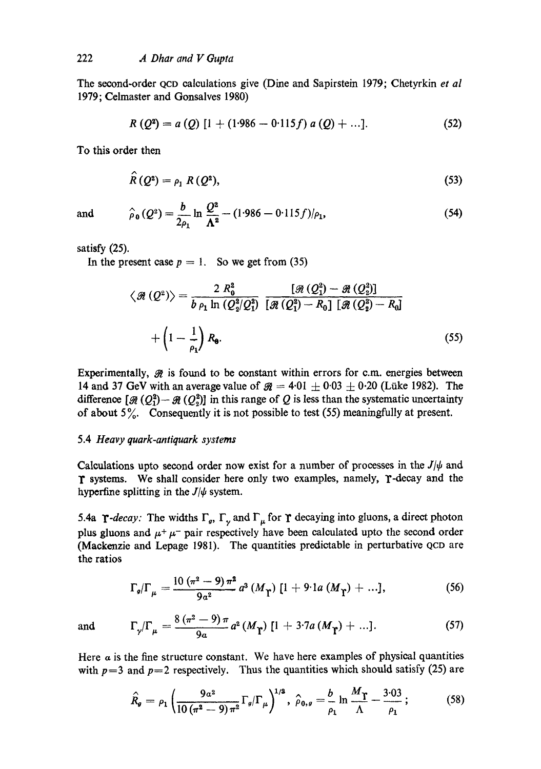The second-order QCD calculations give (Dine and Sapirstein 1979; Chetyrkin *et al* 1979; Celmaster and Gonsalves 1980)

$$R(Q^2) = a(Q)\,[1 + (1{\cdot}986 - 0{\cdot}115f)\,a(Q) + \ldots]. \tag{52}$$

To this order then

$$\hat{R}(Q^2) = \rho_1\, R(Q^2), \tag{53}$$

and
$$\hat{\rho}_0(Q^2) = \frac{b}{2\rho_1}\ln\frac{Q^2}{\Lambda^2} - (1{\cdot}986 - 0{\cdot}115f)/\rho_1, \tag{54}$$

satisfy (25).

In the present case $p = 1$. So we get from (35)

$$\langle \mathscr{R}(Q^2)\rangle = \frac{2R_0^2}{b\rho_1 \ln(Q_2^2/Q_1^2)}\,\frac{[\mathscr{R}(Q_1^2) - \mathscr{R}(Q_2^2)]}{[\mathscr{R}(Q_1^2) - R_0]\,[\mathscr{R}(Q_2^2) - R_0]} + \left(1 - \frac{1}{\rho_1}\right) R_0. \tag{55}$$

Experimentally, $\mathscr{R}$ is found to be constant within errors for c.m. energies between 14 and 37 GeV with an average value of $\mathscr{R} = 4{\cdot}01 \pm 0{\cdot}03 \pm 0{\cdot}20$ (Lüke 1982). The difference $[\mathscr{R}(Q_1^2) - \mathscr{R}(Q_2^2)]$ in this range of $Q$ is less than the systematic uncertainty of about 5%. Consequently it is not possible to test (55) meaningfully at present.

### 5.4 *Heavy quark-antiquark systems*

Calculations upto second order now exist for a number of processes in the $J/\psi$ and $\Upsilon$ systems. We shall consider here only two examples, namely, $\Upsilon$-decay and the hyperfine splitting in the $J/\psi$ system.

5.4a *$\Upsilon$-decay:* The widths $\Gamma_g$, $\Gamma_\gamma$ and $\Gamma_\mu$ for $\Upsilon$ decaying into gluons, a direct photon plus gluons and $\mu^+\mu^-$ pair respectively have been calculated upto the second order (Mackenzie and Lepage 1981). The quantities predictable in perturbative QCD are the ratios

$$\Gamma_g/\Gamma_\mu = \frac{10(\pi^2 - 9)\pi^2}{9\alpha^2}\, a^3(M_\Upsilon)\,[1 + 9{\cdot}1a(M_\Upsilon) + \ldots], \tag{56}$$

and
$$\Gamma_\gamma/\Gamma_\mu = \frac{8(\pi^2 - 9)\pi}{9\alpha}\, a^2(M_\Upsilon)\,[1 + 3{\cdot}7a(M_\Upsilon) + \ldots]. \tag{57}$$

Here $\alpha$ is the fine structure constant. We have here examples of physical quantities with $p=3$ and $p=2$ respectively. Thus the quantities which should satisfy (25) are

$$\hat{R}_g = \rho_1\left(\frac{9\alpha^2}{10(\pi^2 - 9)\pi^2}\,\Gamma_g/\Gamma_\mu\right)^{1/3},\quad \hat{\rho}_{0,g} = \frac{b}{\rho_1}\ln\frac{M_\Upsilon}{\Lambda} - \frac{3{\cdot}03}{\rho_1}; \tag{58}$$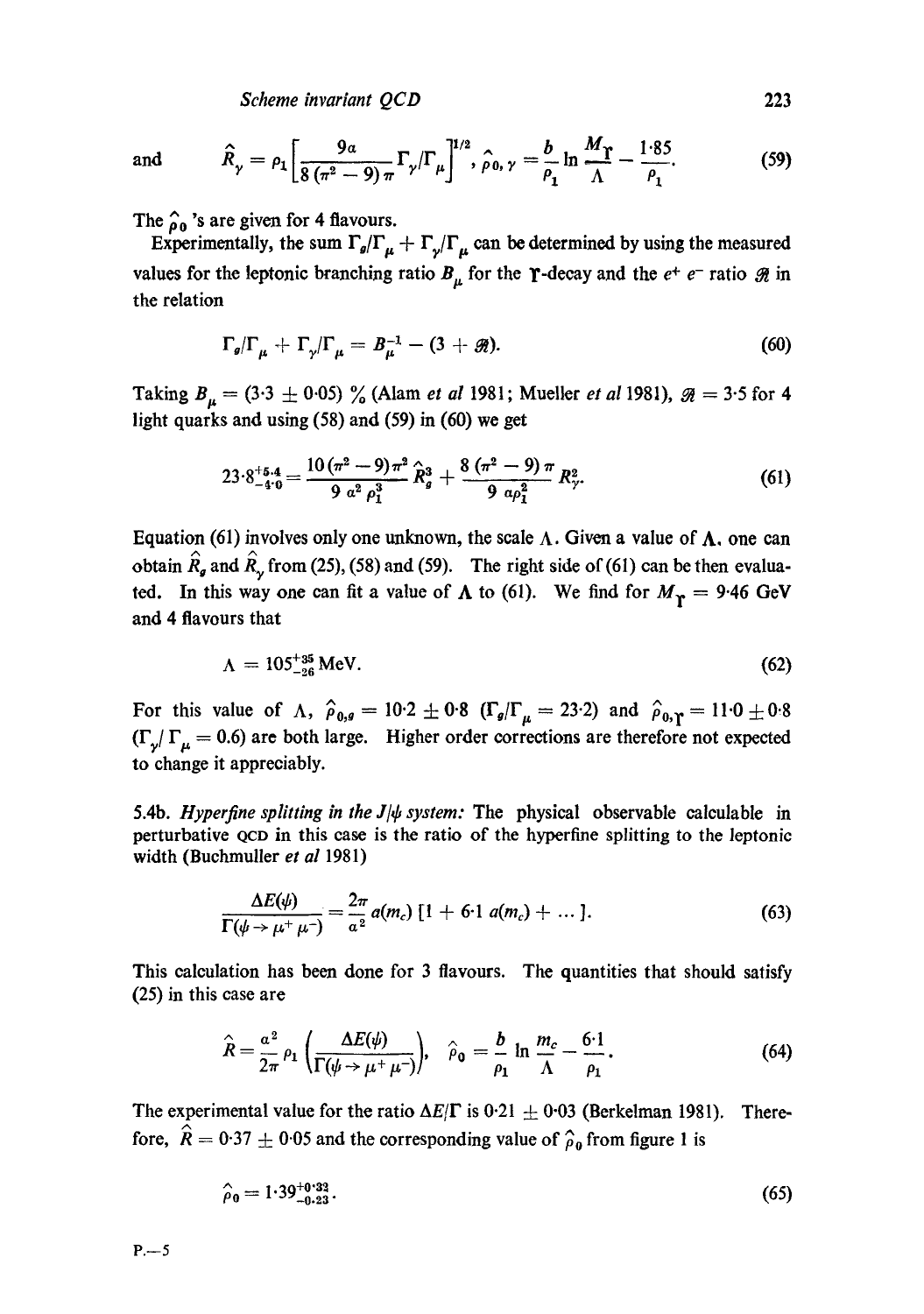and
$$\hat{R}_\gamma = \rho_1 \left[ \frac{9a}{8(\pi^2 - 9)\pi} \Gamma_\gamma / \Gamma_\mu \right]^{1/2}, \hat{\rho}_{0,\gamma} = \frac{b}{\rho_1} \ln \frac{M_\Upsilon}{\Lambda} - \frac{1 \cdot 85}{\rho_1}. \tag{59}$$

The $\hat{\rho}_0$ 's are given for 4 flavours.

Experimentally, the sum $\Gamma_g/\Gamma_\mu + \Gamma_\gamma/\Gamma_\mu$ can be determined by using the measured values for the leptonic branching ratio $B_\mu$ for the $\Upsilon$-decay and the $e^+ e^-$ ratio $\mathcal{R}$ in the relation

$$\Gamma_g/\Gamma_\mu + \Gamma_\gamma/\Gamma_\mu = B_\mu^{-1} - (3 + \mathcal{R}). \tag{60}$$

Taking $B_\mu = (3 \cdot 3 \pm 0 \cdot 05)$ % (Alam *et al* 1981; Mueller *et al* 1981), $\mathcal{R} = 3 \cdot 5$ for 4 light quarks and using (58) and (59) in (60) we get

$$23 \cdot 8^{+5 \cdot 4}_{-4 \cdot 0} = \frac{10(\pi^2 - 9)\pi^2}{9\, a^2 \rho_1^3} \hat{R}_g^3 + \frac{8(\pi^2 - 9)\pi}{9\, a\rho_1^2} R_\gamma^2. \tag{61}$$

Equation (61) involves only one unknown, the scale $\Lambda$. Given a value of $\Lambda$, one can obtain $\hat{R}_g$ and $\hat{R}_\gamma$ from (25), (58) and (59). The right side of (61) can be then evaluated. In this way one can fit a value of $\Lambda$ to (61). We find for $M_\Upsilon = 9 \cdot 46$ GeV and 4 flavours that

$$\Lambda = 105^{+35}_{-26} \text{ MeV}. \tag{62}$$

For this value of $\Lambda$, $\hat{\rho}_{0,g} = 10 \cdot 2 \pm 0 \cdot 8$ ($\Gamma_g/\Gamma_\mu = 23 \cdot 2$) and $\hat{\rho}_{0,\Upsilon} = 11 \cdot 0 \pm 0 \cdot 8$ ($\Gamma_\gamma/\Gamma_\mu = 0.6$) are both large. Higher order corrections are therefore not expected to change it appreciably.

5.4b. *Hyperfine splitting in the $J/\psi$ system:* The physical observable calculable in perturbative QCD in this case is the ratio of the hyperfine splitting to the leptonic width (Buchmuller *et al* 1981)

$$\frac{\Delta E(\psi)}{\Gamma(\psi \to \mu^+ \mu^-)} = \frac{2\pi}{a^2} a(m_c) \left[ 1 + 6 \cdot 1\, a(m_c) + \ldots \right]. \tag{63}$$

This calculation has been done for 3 flavours. The quantities that should satisfy (25) in this case are

$$\hat{R} = \frac{a^2}{2\pi} \rho_1 \left( \frac{\Delta E(\psi)}{\Gamma(\psi \to \mu^+ \mu^-)} \right), \quad \hat{\rho}_0 = \frac{b}{\rho_1} \ln \frac{m_c}{\Lambda} - \frac{6 \cdot 1}{\rho_1}. \tag{64}$$

The experimental value for the ratio $\Delta E/\Gamma$ is $0 \cdot 21 \pm 0 \cdot 03$ (Berkelman 1981). Therefore, $\hat{R} = 0 \cdot 37 \pm 0 \cdot 05$ and the corresponding value of $\hat{\rho}_0$ from figure 1 is

$$\hat{\rho}_0 = 1 \cdot 39^{+0 \cdot 32}_{-0 \cdot 23}. \tag{65}$$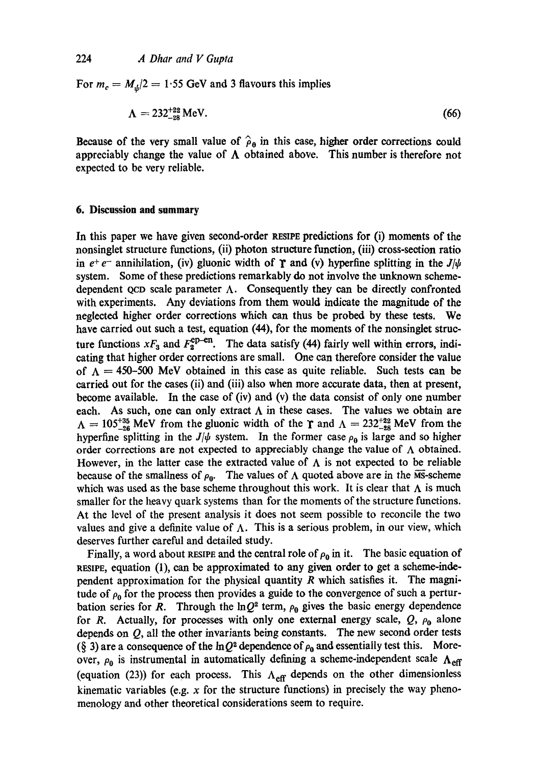For $m_c = M_\psi/2 = 1{\cdot}55$ GeV and 3 flavours this implies

$$\Lambda = 232^{+22}_{-28}\,\text{MeV}. \tag{66}$$

Because of the very small value of $\hat{\rho}_0$ in this case, higher order corrections could appreciably change the value of $\Lambda$ obtained above. This number is therefore not expected to be very reliable.

## 6. Discussion and summary

In this paper we have given second-order RESIPE predictions for (i) moments of the nonsinglet structure functions, (ii) photon structure function, (iii) cross-section ratio in $e^+e^-$ annihilation, (iv) gluonic width of $\Upsilon$ and (v) hyperfine splitting in the $J/\psi$ system. Some of these predictions remarkably do not involve the unknown scheme-dependent QCD scale parameter $\Lambda$. Consequently they can be directly confronted with experiments. Any deviations from them would indicate the magnitude of the neglected higher order corrections which can thus be probed by these tests. We have carried out such a test, equation (44), for the moments of the nonsinglet structure functions $xF_3$ and $F_2^{\text{ep-en}}$. The data satisfy (44) fairly well within errors, indicating that higher order corrections are small. One can therefore consider the value of $\Lambda = 450$–$500$ MeV obtained in this case as quite reliable. Such tests can be carried out for the cases (ii) and (iii) also when more accurate data, then at present, become available. In the case of (iv) and (v) the data consist of only one number each. As such, one can only extract $\Lambda$ in these cases. The values we obtain are $\Lambda = 105^{+35}_{-26}$ MeV from the gluonic width of the $\Upsilon$ and $\Lambda = 232^{+22}_{-28}$ MeV from the hyperfine splitting in the $J/\psi$ system. In the former case $\rho_0$ is large and so higher order corrections are not expected to appreciably change the value of $\Lambda$ obtained. However, in the latter case the extracted value of $\Lambda$ is not expected to be reliable because of the smallness of $\rho_0$. The values of $\Lambda$ quoted above are in the $\overline{\text{MS}}$-scheme which was used as the base scheme throughout this work. It is clear that $\Lambda$ is much smaller for the heavy quark systems than for the moments of the structure functions. At the level of the present analysis it does not seem possible to reconcile the two values and give a definite value of $\Lambda$. This is a serious problem, in our view, which deserves further careful and detailed study.

Finally, a word about RESIPE and the central role of $\rho_0$ in it. The basic equation of RESIPE, equation (1), can be approximated to any given order to get a scheme-independent approximation for the physical quantity $R$ which satisfies it. The magnitude of $\rho_0$ for the process then provides a guide to the convergence of such a perturbation series for $R$. Through the $\ln Q^2$ term, $\rho_0$ gives the basic energy dependence for $R$. Actually, for processes with only one external energy scale, $Q$, $\rho_0$ alone depends on $Q$, all the other invariants being constants. The new second order tests (§ 3) are a consequence of the $\ln Q^2$ dependence of $\rho_0$ and essentially test this. Moreover, $\rho_0$ is instrumental in automatically defining a scheme-independent scale $\Lambda_{\text{eff}}$ (equation (23)) for each process. This $\Lambda_{\text{eff}}$ depends on the other dimensionless kinematic variables (e.g. $x$ for the structure functions) in precisely the way phenomenology and other theoretical considerations seem to require.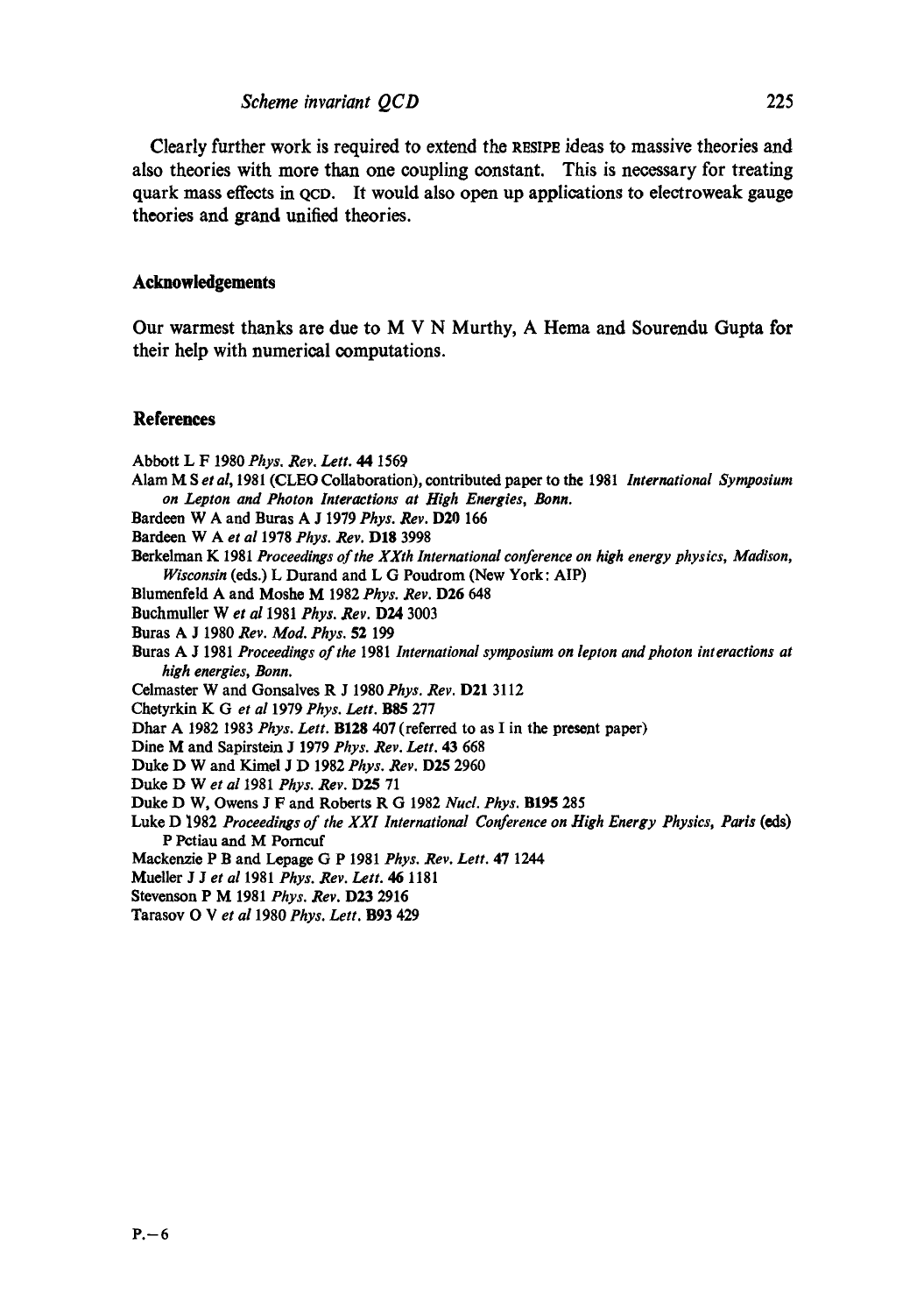Clearly further work is required to extend the RESIPE ideas to massive theories and also theories with more than one coupling constant. This is necessary for treating quark mass effects in QCD. It would also open up applications to electroweak gauge theories and grand unified theories.

## Acknowledgements

Our warmest thanks are due to M V N Murthy, A Hema and Sourendu Gupta for their help with numerical computations.

## References

Abbott L F 1980 *Phys. Rev. Lett.* **44** 1569

Alam M S *et al*, 1981 (CLEO Collaboration), contributed paper to the 1981 *International Symposium on Lepton and Photon Interactions at High Energies, Bonn.*

Bardeen W A and Buras A J 1979 *Phys. Rev.* **D20** 166

Bardeen W A *et al* 1978 *Phys. Rev.* **D18** 3998

Berkelman K 1981 *Proceedings of the XXth International conference on high energy physics, Madison, Wisconsin* (eds.) L Durand and L G Poudrom (New York: AIP)

Blumenfeld A and Moshe M 1982 *Phys. Rev.* **D26** 648

Buchmuller W *et al* 1981 *Phys. Rev.* **D24** 3003

Buras A J 1980 *Rev. Mod. Phys.* **52** 199

Buras A J 1981 *Proceedings of the* 1981 *International symposium on lepton and photon interactions at high energies, Bonn.*

Celmaster W and Gonsalves R J 1980 *Phys. Rev.* **D21** 3112

Chetyrkin K G *et al* 1979 *Phys. Lett.* **B85** 277

Dhar A 1982 1983 *Phys. Lett.* **B128** 407 (referred to as I in the present paper)

Dine M and Sapirstein J 1979 *Phys. Rev. Lett.* **43** 668

Duke D W and Kimel J D 1982 *Phys. Rev.* **D25** 2960

Duke D W *et al* 1981 *Phys. Rev.* **D25** 71

Duke D W, Owens J F and Roberts R G 1982 *Nucl. Phys.* **B195** 285

Luke D 1982 *Proceedings of the XXI International Conference on High Energy Physics, Paris* (eds) P Pctiau and M Porncuf

Mackenzie P B and Lepage G P 1981 *Phys. Rev. Lett.* **47** 1244

Mueller J J *et al* 1981 *Phys. Rev. Lett.* **46** 1181

Stevenson P M 1981 *Phys. Rev.* **D23** 2916

Tarasov O V *et al* 1980 *Phys. Lett.* **B93** 429